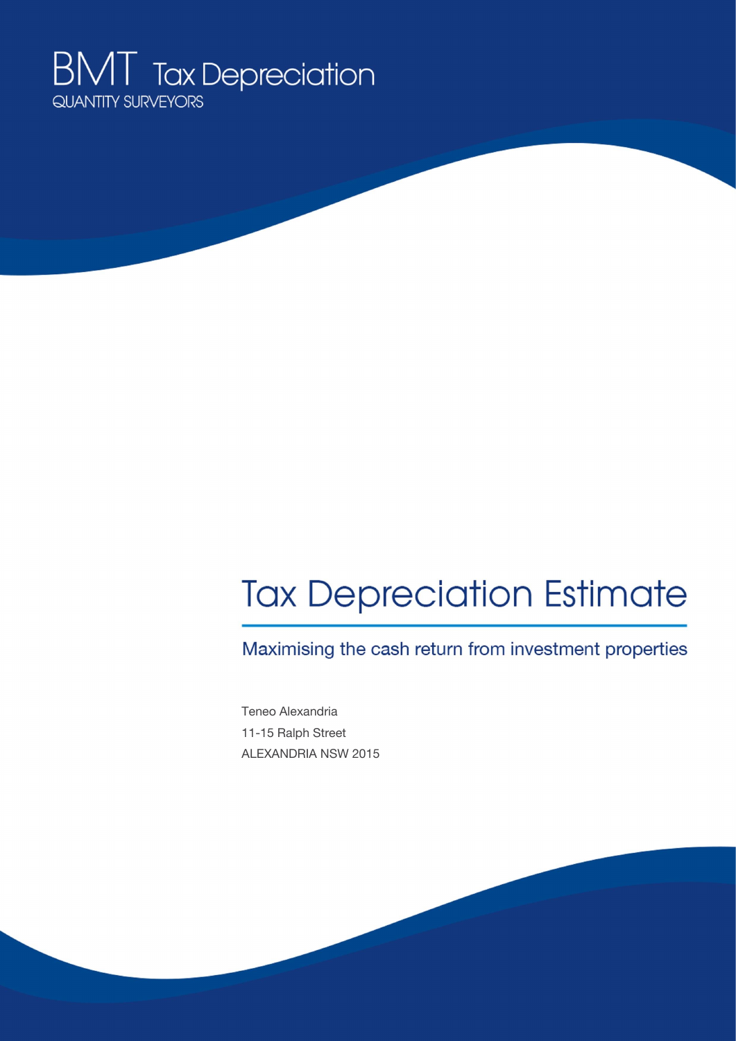BMT Tax Depreciation
QUANTITY SURVEYORS

# Tax Depreciation Estimate

## Maximising the cash return from investment properties

Teneo Alexandria
11-15 Ralph Street
ALEXANDRIA NSW 2015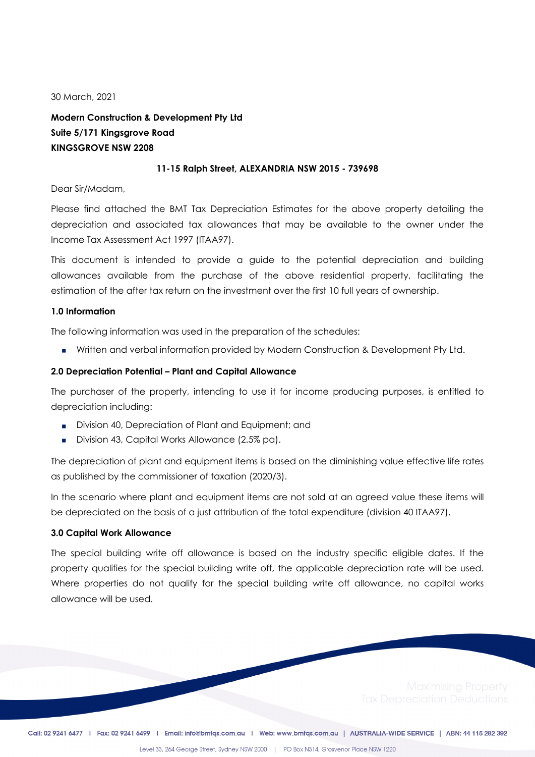30 March, 2021

**Modern Construction & Development Pty Ltd**
**Suite 5/171 Kingsgrove Road**
**KINGSGROVE NSW 2208**

**11-15 Ralph Street, ALEXANDRIA NSW 2015 - 739698**

Dear Sir/Madam,

Please find attached the BMT Tax Depreciation Estimates for the above property detailing the depreciation and associated tax allowances that may be available to the owner under the Income Tax Assessment Act 1997 (ITAA97).

This document is intended to provide a guide to the potential depreciation and building allowances available from the purchase of the above residential property, facilitating the estimation of the after tax return on the investment over the first 10 full years of ownership.

### 1.0 Information

The following information was used in the preparation of the schedules:

- Written and verbal information provided by Modern Construction & Development Pty Ltd.

### 2.0 Depreciation Potential – Plant and Capital Allowance

The purchaser of the property, intending to use it for income producing purposes, is entitled to depreciation including:

- Division 40, Depreciation of Plant and Equipment; and
- Division 43, Capital Works Allowance (2.5% pa).

The depreciation of plant and equipment items is based on the diminishing value effective life rates as published by the commissioner of taxation (2020/3).

In the scenario where plant and equipment items are not sold at an agreed value these items will be depreciated on the basis of a just attribution of the total expenditure (division 40 ITAA97).

### 3.0 Capital Work Allowance

The special building write off allowance is based on the industry specific eligible dates. If the property qualifies for the special building write off, the applicable depreciation rate will be used. Where properties do not qualify for the special building write off allowance, no capital works allowance will be used.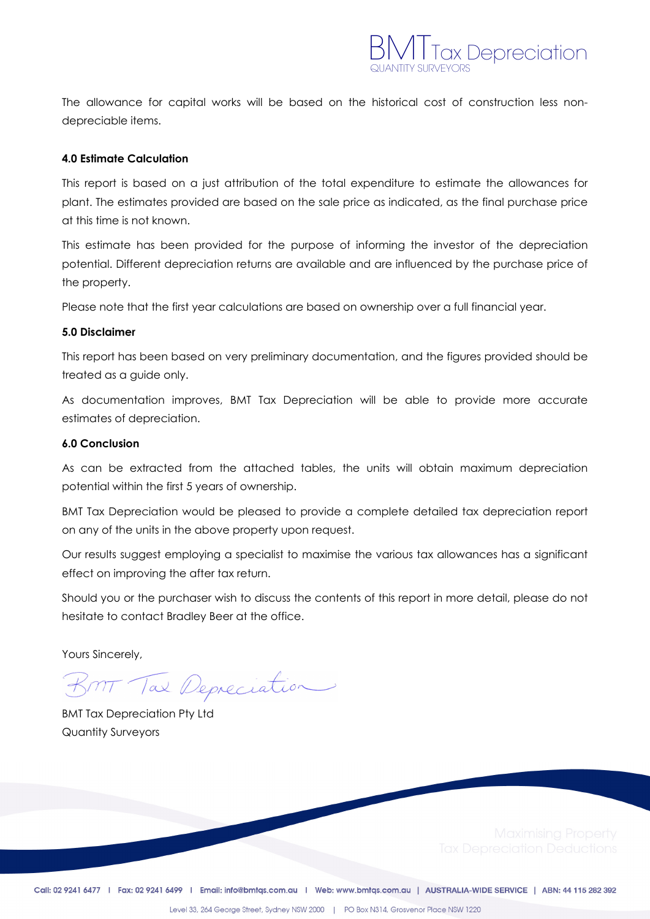The allowance for capital works will be based on the historical cost of construction less non-depreciable items.

### 4.0 Estimate Calculation

This report is based on a just attribution of the total expenditure to estimate the allowances for plant. The estimates provided are based on the sale price as indicated, as the final purchase price at this time is not known.

This estimate has been provided for the purpose of informing the investor of the depreciation potential. Different depreciation returns are available and are influenced by the purchase price of the property.

Please note that the first year calculations are based on ownership over a full financial year.

### 5.0 Disclaimer

This report has been based on very preliminary documentation, and the figures provided should be treated as a guide only.

As documentation improves, BMT Tax Depreciation will be able to provide more accurate estimates of depreciation.

### 6.0 Conclusion

As can be extracted from the attached tables, the units will obtain maximum depreciation potential within the first 5 years of ownership.

BMT Tax Depreciation would be pleased to provide a complete detailed tax depreciation report on any of the units in the above property upon request.

Our results suggest employing a specialist to maximise the various tax allowances has a significant effect on improving the after tax return.

Should you or the purchaser wish to discuss the contents of this report in more detail, please do not hesitate to contact Bradley Beer at the office.

Yours Sincerely,

BMT Tax Depreciation

BMT Tax Depreciation Pty Ltd
Quantity Surveyors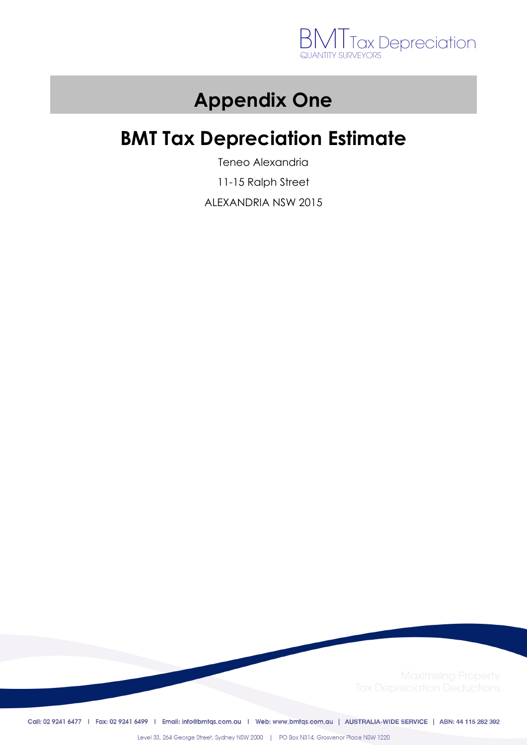# Appendix One

## BMT Tax Depreciation Estimate

Teneo Alexandria

11-15 Ralph Street

ALEXANDRIA NSW 2015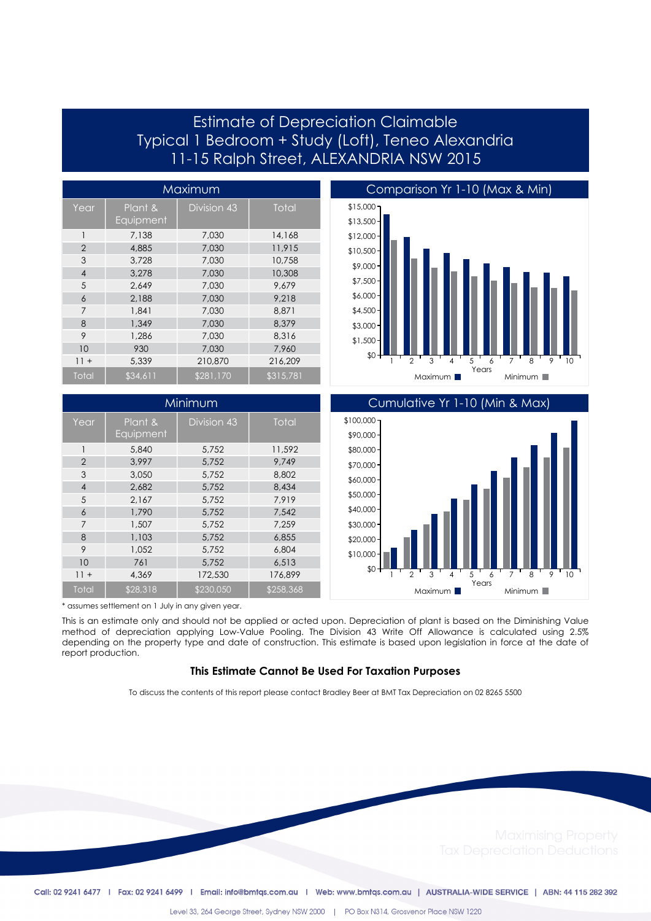# Estimate of Depreciation Claimable
## Typical 1 Bedroom + Study (Loft), Teneo Alexandria
## 11-15 Ralph Street, ALEXANDRIA NSW 2015

### Maximum

| Year | Plant & Equipment | Division 43 | Total |
|---|---|---|---|
| 1 | 7,138 | 7,030 | 14,168 |
| 2 | 4,885 | 7,030 | 11,915 |
| 3 | 3,728 | 7,030 | 10,758 |
| 4 | 3,278 | 7,030 | 10,308 |
| 5 | 2,649 | 7,030 | 9,679 |
| 6 | 2,188 | 7,030 | 9,218 |
| 7 | 1,841 | 7,030 | 8,871 |
| 8 | 1,349 | 7,030 | 8,379 |
| 9 | 1,286 | 7,030 | 8,316 |
| 10 | 930 | 7,030 | 7,960 |
| 11 + | 5,339 | 210,870 | 216,209 |
| Total | $34,611 | $281,170 | $315,781 |

### Comparison Yr 1-10 (Max & Min)

### Minimum

| Year | Plant & Equipment | Division 43 | Total |
|---|---|---|---|
| 1 | 5,840 | 5,752 | 11,592 |
| 2 | 3,997 | 5,752 | 9,749 |
| 3 | 3,050 | 5,752 | 8,802 |
| 4 | 2,682 | 5,752 | 8,434 |
| 5 | 2,167 | 5,752 | 7,919 |
| 6 | 1,790 | 5,752 | 7,542 |
| 7 | 1,507 | 5,752 | 7,259 |
| 8 | 1,103 | 5,752 | 6,855 |
| 9 | 1,052 | 5,752 | 6,804 |
| 10 | 761 | 5,752 | 6,513 |
| 11 + | 4,369 | 172,530 | 176,899 |
| Total | $28,318 | $230,050 | $258,368 |

### Cumulative Yr 1-10 (Min & Max)

* assumes settlement on 1 July in any given year.

This is an estimate only and should not be applied or acted upon. Depreciation of plant is based on the Diminishing Value method of depreciation applying Low-Value Pooling. The Division 43 Write Off Allowance is calculated using 2.5% depending on the property type and date of construction. This estimate is based upon legislation in force at the date of report production.

**This Estimate Cannot Be Used For Taxation Purposes**

To discuss the contents of this report please contact Bradley Beer at BMT Tax Depreciation on 02 8265 5500

Maximising Property Tax Depreciation Deductions

Call: 02 9241 6477 | Fax: 02 9241 6499 | Email: info@bmtqs.com.au | Web: www.bmtqs.com.au | AUSTRALIA-WIDE SERVICE | ABN: 44 115 282 392

Level 33, 264 George Street, Sydney NSW 2000 | PO Box N314, Grosvenor Place NSW 1220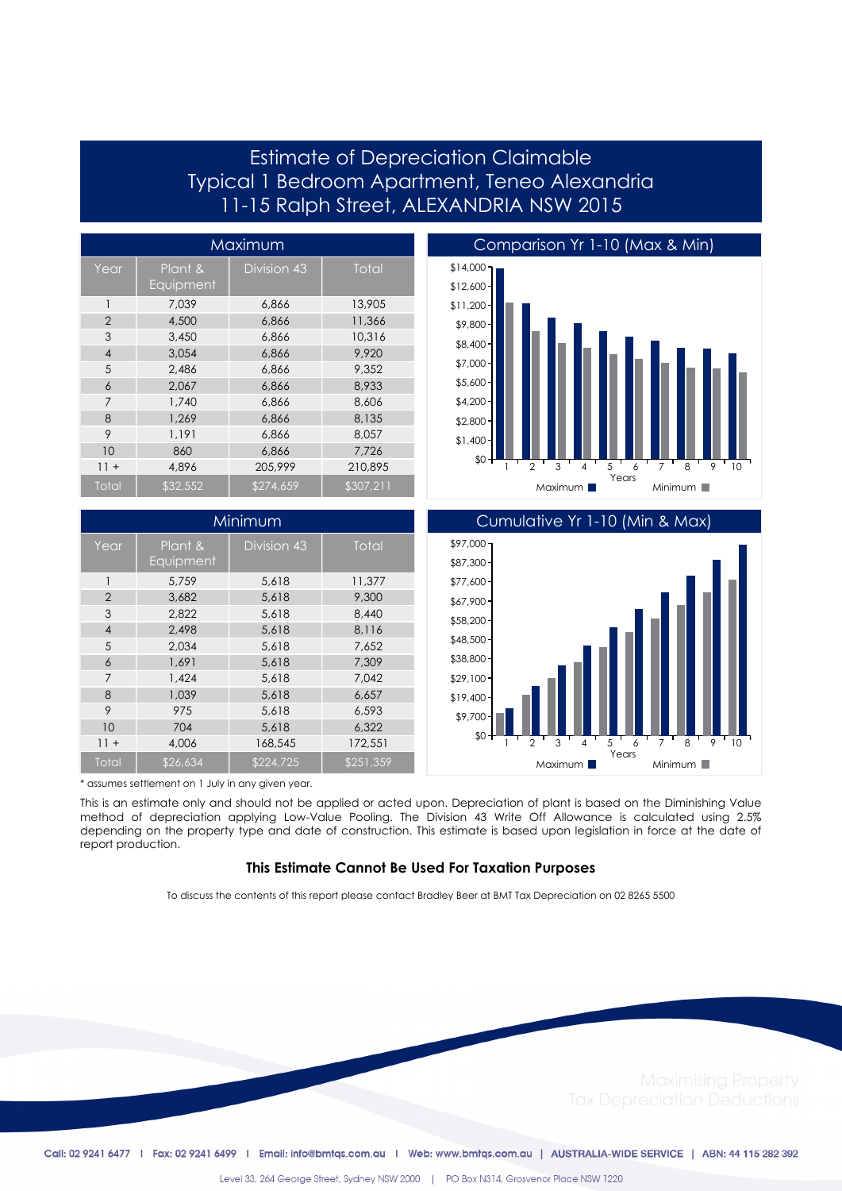# Estimate of Depreciation Claimable
## Typical 1 Bedroom Apartment, Teneo Alexandria
## 11-15 Ralph Street, ALEXANDRIA NSW 2015

### Maximum

| Year | Plant & Equipment | Division 43 | Total |
|---|---|---|---|
| 1 | 7,039 | 6,866 | 13,905 |
| 2 | 4,500 | 6,866 | 11,366 |
| 3 | 3,450 | 6,866 | 10,316 |
| 4 | 3,054 | 6,866 | 9,920 |
| 5 | 2,486 | 6,866 | 9,352 |
| 6 | 2,067 | 6,866 | 8,933 |
| 7 | 1,740 | 6,866 | 8,606 |
| 8 | 1,269 | 6,866 | 8,135 |
| 9 | 1,191 | 6,866 | 8,057 |
| 10 | 860 | 6,866 | 7,726 |
| 11 + | 4,896 | 205,999 | 210,895 |
| Total | $32,552 | $274,659 | $307,211 |

### Comparison Yr 1-10 (Max & Min)

### Minimum

| Year | Plant & Equipment | Division 43 | Total |
|---|---|---|---|
| 1 | 5,759 | 5,618 | 11,377 |
| 2 | 3,682 | 5,618 | 9,300 |
| 3 | 2,822 | 5,618 | 8,440 |
| 4 | 2,498 | 5,618 | 8,116 |
| 5 | 2,034 | 5,618 | 7,652 |
| 6 | 1,691 | 5,618 | 7,309 |
| 7 | 1,424 | 5,618 | 7,042 |
| 8 | 1,039 | 5,618 | 6,657 |
| 9 | 975 | 5,618 | 6,593 |
| 10 | 704 | 5,618 | 6,322 |
| 11 + | 4,006 | 168,545 | 172,551 |
| Total | $26,634 | $224,725 | $251,359 |

### Cumulative Yr 1-10 (Min & Max)

* assumes settlement on 1 July in any given year.

This is an estimate only and should not be applied or acted upon. Depreciation of plant is based on the Diminishing Value method of depreciation applying Low-Value Pooling. The Division 43 Write Off Allowance is calculated using 2.5% depending on the property type and date of construction. This estimate is based upon legislation in force at the date of report production.

**This Estimate Cannot Be Used For Taxation Purposes**

To discuss the contents of this report please contact Bradley Beer at BMT Tax Depreciation on 02 8265 5500

Maximising Property Tax Depreciation Deductions

Call: 02 9241 6477 | Fax: 02 9241 6499 | Email: info@bmtqs.com.au | Web: www.bmtqs.com.au | AUSTRALIA-WIDE SERVICE | ABN: 44 115 282 392

Level 33, 264 George Street, Sydney NSW 2000 | PO Box N314, Grosvenor Place NSW 1220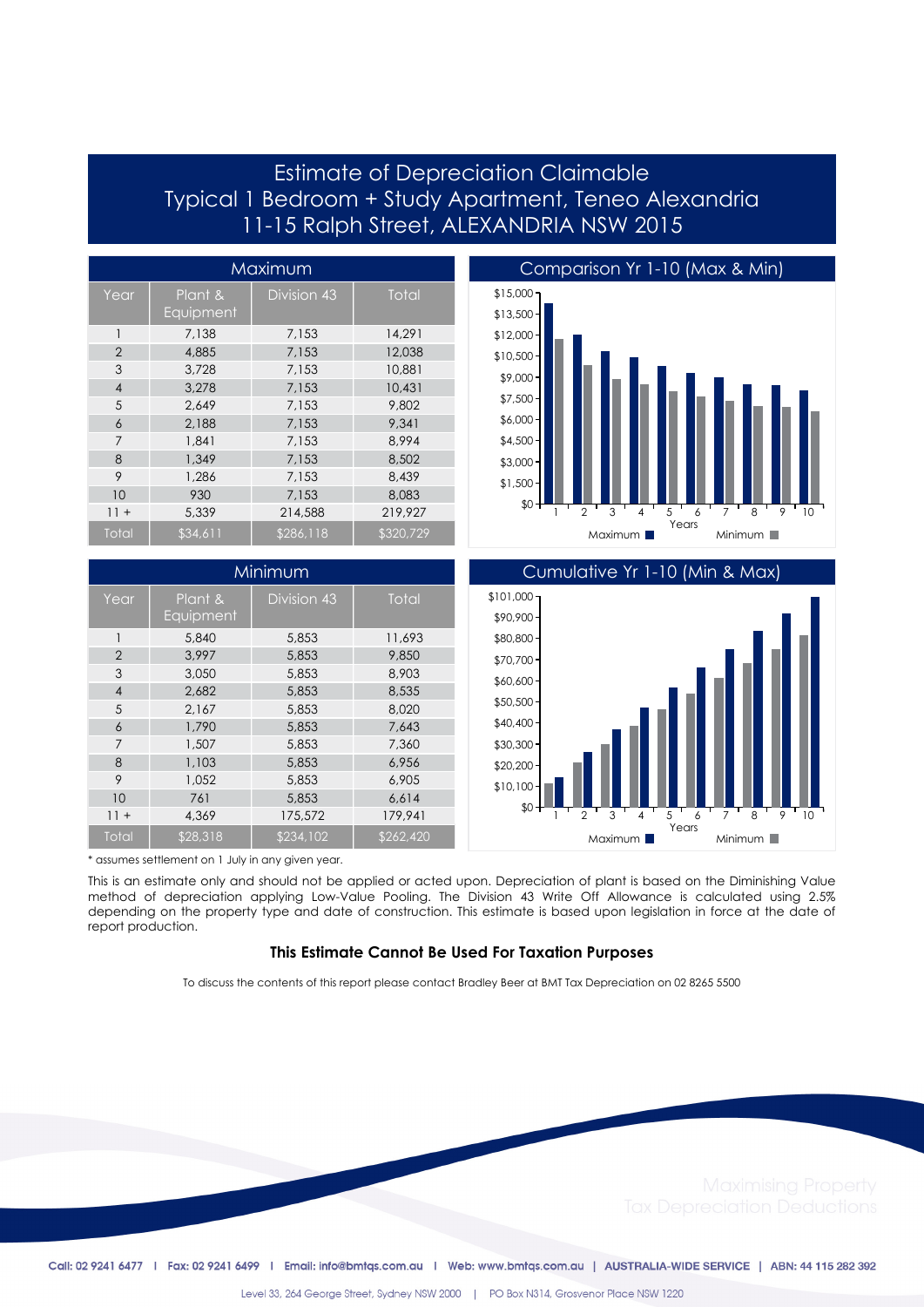# Estimate of Depreciation Claimable
## Typical 1 Bedroom + Study Apartment, Teneo Alexandria
## 11-15 Ralph Street, ALEXANDRIA NSW 2015

### Maximum

| Year | Plant & Equipment | Division 43 | Total |
|---|---|---|---|
| 1 | 7,138 | 7,153 | 14,291 |
| 2 | 4,885 | 7,153 | 12,038 |
| 3 | 3,728 | 7,153 | 10,881 |
| 4 | 3,278 | 7,153 | 10,431 |
| 5 | 2,649 | 7,153 | 9,802 |
| 6 | 2,188 | 7,153 | 9,341 |
| 7 | 1,841 | 7,153 | 8,994 |
| 8 | 1,349 | 7,153 | 8,502 |
| 9 | 1,286 | 7,153 | 8,439 |
| 10 | 930 | 7,153 | 8,083 |
| 11 + | 5,339 | 214,588 | 219,927 |
| Total | $34,611 | $286,118 | $320,729 |

### Comparison Yr 1-10 (Max & Min)

### Minimum

| Year | Plant & Equipment | Division 43 | Total |
|---|---|---|---|
| 1 | 5,840 | 5,853 | 11,693 |
| 2 | 3,997 | 5,853 | 9,850 |
| 3 | 3,050 | 5,853 | 8,903 |
| 4 | 2,682 | 5,853 | 8,535 |
| 5 | 2,167 | 5,853 | 8,020 |
| 6 | 1,790 | 5,853 | 7,643 |
| 7 | 1,507 | 5,853 | 7,360 |
| 8 | 1,103 | 5,853 | 6,956 |
| 9 | 1,052 | 5,853 | 6,905 |
| 10 | 761 | 5,853 | 6,614 |
| 11 + | 4,369 | 175,572 | 179,941 |
| Total | $28,318 | $234,102 | $262,420 |

### Cumulative Yr 1-10 (Min & Max)

* assumes settlement on 1 July in any given year.

This is an estimate only and should not be applied or acted upon. Depreciation of plant is based on the Diminishing Value method of depreciation applying Low-Value Pooling. The Division 43 Write Off Allowance is calculated using 2.5% depending on the property type and date of construction. This estimate is based upon legislation in force at the date of report production.

**This Estimate Cannot Be Used For Taxation Purposes**

To discuss the contents of this report please contact Bradley Beer at BMT Tax Depreciation on 02 8265 5500

Maximising Property Tax Depreciation Deductions

Call: 02 9241 6477 | Fax: 02 9241 6499 | Email: info@bmtqs.com.au | Web: www.bmtqs.com.au | AUSTRALIA-WIDE SERVICE | ABN: 44 115 282 392

Level 33, 264 George Street, Sydney NSW 2000 | PO Box N314, Grosvenor Place NSW 1220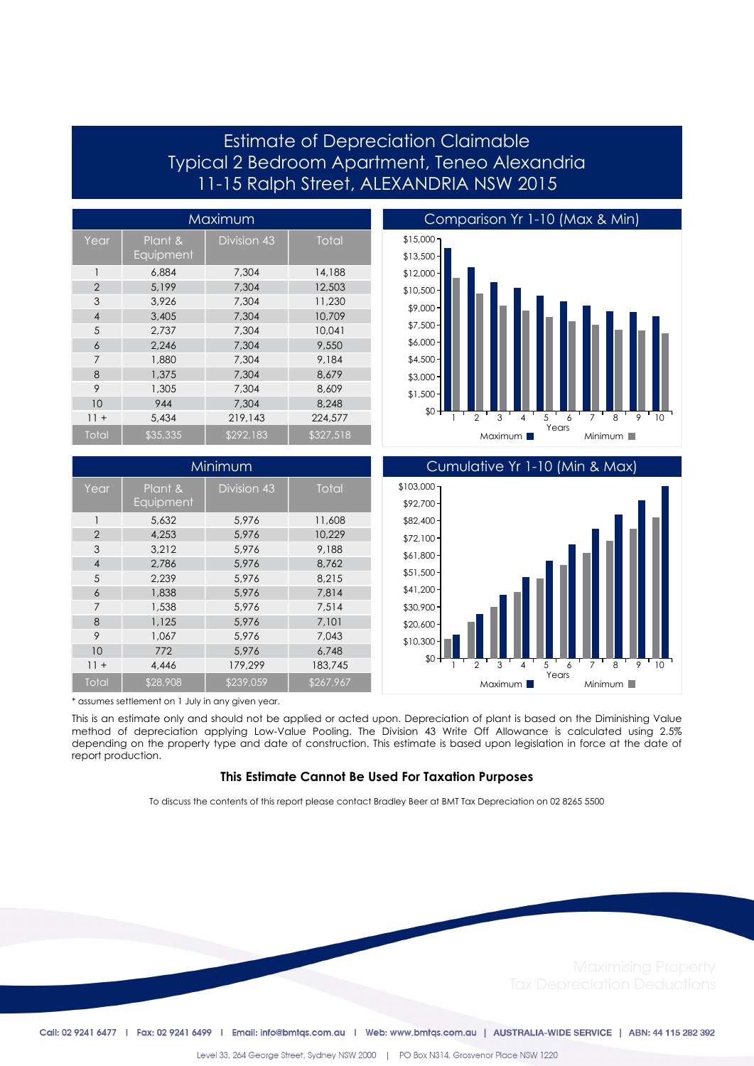# Estimate of Depreciation Claimable
## Typical 2 Bedroom Apartment, Teneo Alexandria
## 11-15 Ralph Street, ALEXANDRIA NSW 2015

### Maximum

| Year | Plant & Equipment | Division 43 | Total |
|---|---|---|---|
| 1 | 6,884 | 7,304 | 14,188 |
| 2 | 5,199 | 7,304 | 12,503 |
| 3 | 3,926 | 7,304 | 11,230 |
| 4 | 3,405 | 7,304 | 10,709 |
| 5 | 2,737 | 7,304 | 10,041 |
| 6 | 2,246 | 7,304 | 9,550 |
| 7 | 1,880 | 7,304 | 9,184 |
| 8 | 1,375 | 7,304 | 8,679 |
| 9 | 1,305 | 7,304 | 8,609 |
| 10 | 944 | 7,304 | 8,248 |
| 11 + | 5,434 | 219,143 | 224,577 |
| Total | $35,335 | $292,183 | $327,518 |

### Comparison Yr 1-10 (Max & Min)

### Minimum

| Year | Plant & Equipment | Division 43 | Total |
|---|---|---|---|
| 1 | 5,632 | 5,976 | 11,608 |
| 2 | 4,253 | 5,976 | 10,229 |
| 3 | 3,212 | 5,976 | 9,188 |
| 4 | 2,786 | 5,976 | 8,762 |
| 5 | 2,239 | 5,976 | 8,215 |
| 6 | 1,838 | 5,976 | 7,814 |
| 7 | 1,538 | 5,976 | 7,514 |
| 8 | 1,125 | 5,976 | 7,101 |
| 9 | 1,067 | 5,976 | 7,043 |
| 10 | 772 | 5,976 | 6,748 |
| 11 + | 4,446 | 179,299 | 183,745 |
| Total | $28,908 | $239,059 | $267,967 |

### Cumulative Yr 1-10 (Min & Max)

* assumes settlement on 1 July in any given year.

This is an estimate only and should not be applied or acted upon. Depreciation of plant is based on the Diminishing Value method of depreciation applying Low-Value Pooling. The Division 43 Write Off Allowance is calculated using 2.5% depending on the property type and date of construction. This estimate is based upon legislation in force at the date of report production.

**This Estimate Cannot Be Used For Taxation Purposes**

To discuss the contents of this report please contact Bradley Beer at BMT Tax Depreciation on 02 8265 5500

Maximising Property Tax Depreciation Deductions

Call: 02 9241 6477 | Fax: 02 9241 6499 | Email: info@bmtqs.com.au | Web: www.bmtqs.com.au | AUSTRALIA-WIDE SERVICE | ABN: 44 115 282 392

Level 33, 264 George Street, Sydney NSW 2000 | PO Box N314, Grosvenor Place NSW 1220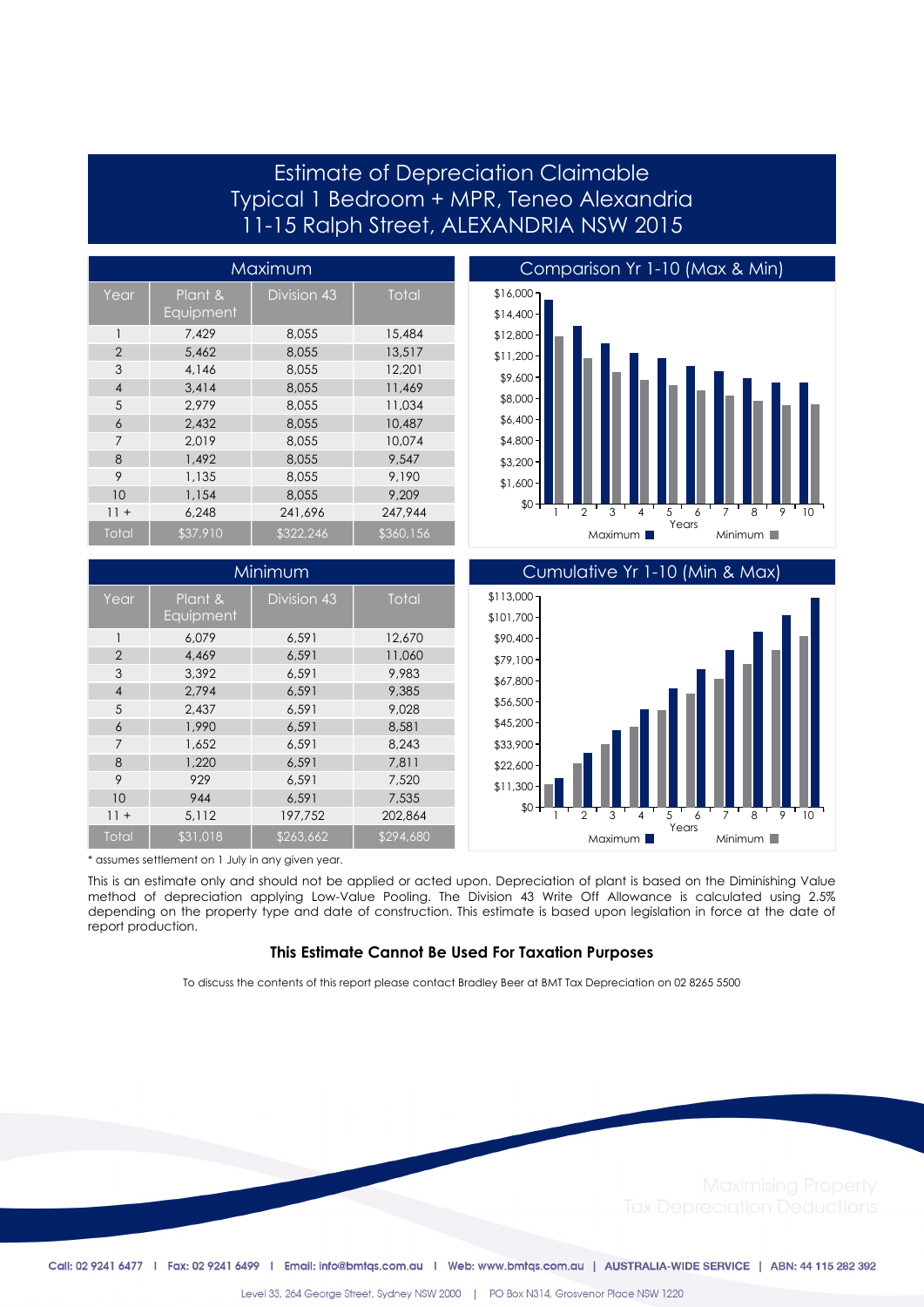# Estimate of Depreciation Claimable
## Typical 1 Bedroom + MPR, Teneo Alexandria
## 11-15 Ralph Street, ALEXANDRIA NSW 2015

### Maximum

| Year | Plant & Equipment | Division 43 | Total |
|---|---|---|---|
| 1 | 7,429 | 8,055 | 15,484 |
| 2 | 5,462 | 8,055 | 13,517 |
| 3 | 4,146 | 8,055 | 12,201 |
| 4 | 3,414 | 8,055 | 11,469 |
| 5 | 2,979 | 8,055 | 11,034 |
| 6 | 2,432 | 8,055 | 10,487 |
| 7 | 2,019 | 8,055 | 10,074 |
| 8 | 1,492 | 8,055 | 9,547 |
| 9 | 1,135 | 8,055 | 9,190 |
| 10 | 1,154 | 8,055 | 9,209 |
| 11 + | 6,248 | 241,696 | 247,944 |
| Total | $37,910 | $322,246 | $360,156 |

### Comparison Yr 1-10 (Max & Min)

### Minimum

| Year | Plant & Equipment | Division 43 | Total |
|---|---|---|---|
| 1 | 6,079 | 6,591 | 12,670 |
| 2 | 4,469 | 6,591 | 11,060 |
| 3 | 3,392 | 6,591 | 9,983 |
| 4 | 2,794 | 6,591 | 9,385 |
| 5 | 2,437 | 6,591 | 9,028 |
| 6 | 1,990 | 6,591 | 8,581 |
| 7 | 1,652 | 6,591 | 8,243 |
| 8 | 1,220 | 6,591 | 7,811 |
| 9 | 929 | 6,591 | 7,520 |
| 10 | 944 | 6,591 | 7,535 |
| 11 + | 5,112 | 197,752 | 202,864 |
| Total | $31,018 | $263,662 | $294,680 |

### Cumulative Yr 1-10 (Min & Max)

\* assumes settlement on 1 July in any given year.

This is an estimate only and should not be applied or acted upon. Depreciation of plant is based on the Diminishing Value method of depreciation applying Low-Value Pooling. The Division 43 Write Off Allowance is calculated using 2.5% depending on the property type and date of construction. This estimate is based upon legislation in force at the date of report production.

**This Estimate Cannot Be Used For Taxation Purposes**

To discuss the contents of this report please contact Bradley Beer at BMT Tax Depreciation on 02 8265 5500

Maximising Property Tax Depreciation Deductions

Call: 02 9241 6477 | Fax: 02 9241 6499 | Email: info@bmtqs.com.au | Web: www.bmtqs.com.au | AUSTRALIA-WIDE SERVICE | ABN: 44 115 282 392

Level 33, 264 George Street, Sydney NSW 2000 | PO Box N314, Grosvenor Place NSW 1220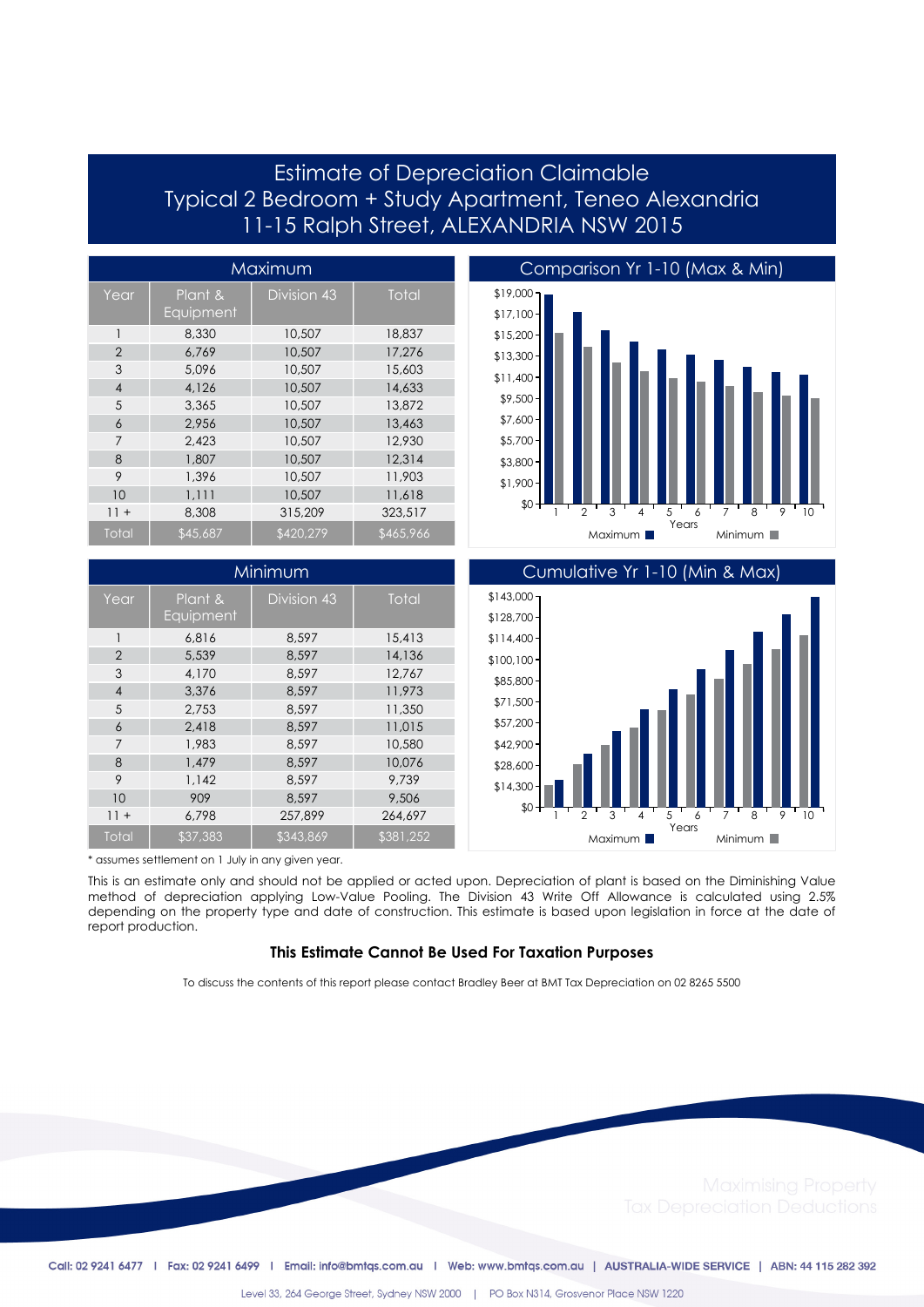# Estimate of Depreciation Claimable
## Typical 2 Bedroom + Study Apartment, Teneo Alexandria
## 11-15 Ralph Street, ALEXANDRIA NSW 2015

### Maximum

| Year | Plant & Equipment | Division 43 | Total |
|---|---|---|---|
| 1 | 8,330 | 10,507 | 18,837 |
| 2 | 6,769 | 10,507 | 17,276 |
| 3 | 5,096 | 10,507 | 15,603 |
| 4 | 4,126 | 10,507 | 14,633 |
| 5 | 3,365 | 10,507 | 13,872 |
| 6 | 2,956 | 10,507 | 13,463 |
| 7 | 2,423 | 10,507 | 12,930 |
| 8 | 1,807 | 10,507 | 12,314 |
| 9 | 1,396 | 10,507 | 11,903 |
| 10 | 1,111 | 10,507 | 11,618 |
| 11 + | 8,308 | 315,209 | 323,517 |
| Total | $45,687 | $420,279 | $465,966 |

### Comparison Yr 1-10 (Max & Min)

### Minimum

| Year | Plant & Equipment | Division 43 | Total |
|---|---|---|---|
| 1 | 6,816 | 8,597 | 15,413 |
| 2 | 5,539 | 8,597 | 14,136 |
| 3 | 4,170 | 8,597 | 12,767 |
| 4 | 3,376 | 8,597 | 11,973 |
| 5 | 2,753 | 8,597 | 11,350 |
| 6 | 2,418 | 8,597 | 11,015 |
| 7 | 1,983 | 8,597 | 10,580 |
| 8 | 1,479 | 8,597 | 10,076 |
| 9 | 1,142 | 8,597 | 9,739 |
| 10 | 909 | 8,597 | 9,506 |
| 11 + | 6,798 | 257,899 | 264,697 |
| Total | $37,383 | $343,869 | $381,252 |

### Cumulative Yr 1-10 (Min & Max)

* assumes settlement on 1 July in any given year.

This is an estimate only and should not be applied or acted upon. Depreciation of plant is based on the Diminishing Value method of depreciation applying Low-Value Pooling. The Division 43 Write Off Allowance is calculated using 2.5% depending on the property type and date of construction. This estimate is based upon legislation in force at the date of report production.

**This Estimate Cannot Be Used For Taxation Purposes**

To discuss the contents of this report please contact Bradley Beer at BMT Tax Depreciation on 02 8265 5500

Maximising Property Tax Depreciation Deductions

Call: 02 9241 6477 | Fax: 02 9241 6499 | Email: info@bmtqs.com.au | Web: www.bmtqs.com.au | AUSTRALIA-WIDE SERVICE | ABN: 44 115 282 392

Level 33, 264 George Street, Sydney NSW 2000 | PO Box N314, Grosvenor Place NSW 1220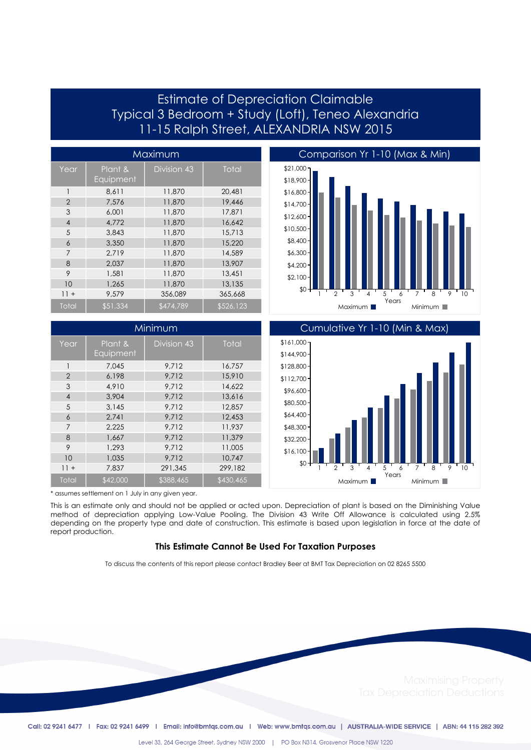# Estimate of Depreciation Claimable
## Typical 3 Bedroom + Study (Loft), Teneo Alexandria
## 11-15 Ralph Street, ALEXANDRIA NSW 2015

### Maximum

| Year | Plant & Equipment | Division 43 | Total |
|---|---|---|---|
| 1 | 8,611 | 11,870 | 20,481 |
| 2 | 7,576 | 11,870 | 19,446 |
| 3 | 6,001 | 11,870 | 17,871 |
| 4 | 4,772 | 11,870 | 16,642 |
| 5 | 3,843 | 11,870 | 15,713 |
| 6 | 3,350 | 11,870 | 15,220 |
| 7 | 2,719 | 11,870 | 14,589 |
| 8 | 2,037 | 11,870 | 13,907 |
| 9 | 1,581 | 11,870 | 13,451 |
| 10 | 1,265 | 11,870 | 13,135 |
| 11 + | 9,579 | 356,089 | 365,668 |
| Total | $51,334 | $474,789 | $526,123 |

### Comparison Yr 1-10 (Max & Min)

$21,000
$18,900
$16,800
$14,700
$12,600
$10,500
$8,400
$6,300
$4,200
$2,100
$0
1 2 3 4 5 6 7 8 9 10
Years
Maximum
Minimum

### Minimum

| Year | Plant & Equipment | Division 43 | Total |
|---|---|---|---|
| 1 | 7,045 | 9,712 | 16,757 |
| 2 | 6,198 | 9,712 | 15,910 |
| 3 | 4,910 | 9,712 | 14,622 |
| 4 | 3,904 | 9,712 | 13,616 |
| 5 | 3,145 | 9,712 | 12,857 |
| 6 | 2,741 | 9,712 | 12,453 |
| 7 | 2,225 | 9,712 | 11,937 |
| 8 | 1,667 | 9,712 | 11,379 |
| 9 | 1,293 | 9,712 | 11,005 |
| 10 | 1,035 | 9,712 | 10,747 |
| 11 + | 7,837 | 291,345 | 299,182 |
| Total | $42,000 | $388,465 | $430,465 |

### Cumulative Yr 1-10 (Min & Max)

$161,000
$144,900
$128,800
$112,700
$96,600
$80,500
$64,400
$48,300
$32,200
$16,100
$0
1 2 3 4 5 6 7 8 9 10
Years
Maximum
Minimum

\* assumes settlement on 1 July in any given year.

This is an estimate only and should not be applied or acted upon. Depreciation of plant is based on the Diminishing Value method of depreciation applying Low-Value Pooling. The Division 43 Write Off Allowance is calculated using 2.5% depending on the property type and date of construction. This estimate is based upon legislation in force at the date of report production.

**This Estimate Cannot Be Used For Taxation Purposes**

To discuss the contents of this report please contact Bradley Beer at BMT Tax Depreciation on 02 8265 5500

Maximising Property
Tax Depreciation Deductions

Call: 02 9241 6477 | Fax: 02 9241 6499 | Email: info@bmtqs.com.au | Web: www.bmtqs.com.au | AUSTRALIA-WIDE SERVICE | ABN: 44 115 282 392

Level 33, 264 George Street, Sydney NSW 2000 | PO Box N314, Grosvenor Place NSW 1220